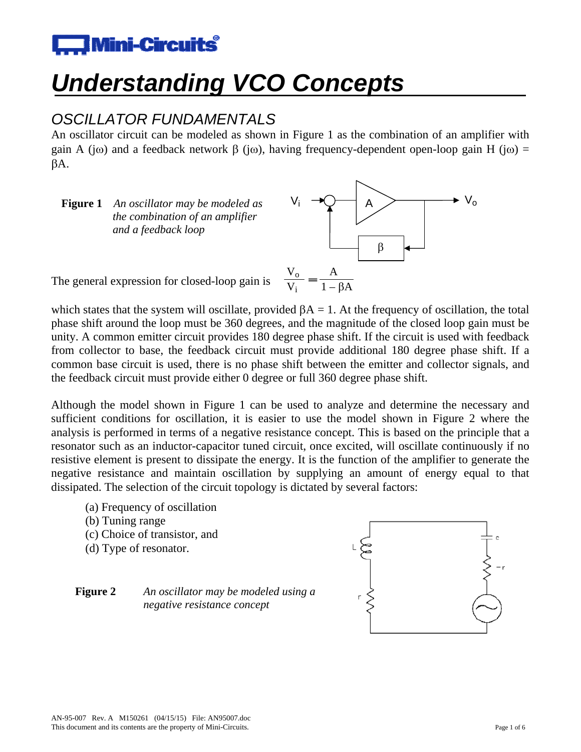# Understanding VCO Concepts

## OSCILLATOR FUNDAMENTALS

An oscillator circuit can be modeled as shown in Figure 1 as the combination of an amplifier with gain A (jω) and a feedback network β (jω), having frequency-dependent open-loop gain H (jω) = βA.

**Figure 1** *An oscillator may be modeled as the combination of an amplifier and a feedback loop*

The general expression for closed-loop gain is $\frac{V_o}{V_i} = \frac{A}{1 - \beta A}$

which states that the system will oscillate, provided βA = 1. At the frequency of oscillation, the total phase shift around the loop must be 360 degrees, and the magnitude of the closed loop gain must be unity. A common emitter circuit provides 180 degree phase shift. If the circuit is used with feedback from collector to base, the feedback circuit must provide additional 180 degree phase shift. If a common base circuit is used, there is no phase shift between the emitter and collector signals, and the feedback circuit must provide either 0 degree or full 360 degree phase shift.

Although the model shown in Figure 1 can be used to analyze and determine the necessary and sufficient conditions for oscillation, it is easier to use the model shown in Figure 2 where the analysis is performed in terms of a negative resistance concept. This is based on the principle that a resonator such as an inductor-capacitor tuned circuit, once excited, will oscillate continuously if no resistive element is present to dissipate the energy. It is the function of the amplifier to generate the negative resistance and maintain oscillation by supplying an amount of energy equal to that dissipated. The selection of the circuit topology is dictated by several factors:

(a) Frequency of oscillation
(b) Tuning range
(c) Choice of transistor, and
(d) Type of resonator.

**Figure 2** *An oscillator may be modeled using a negative resistance concept*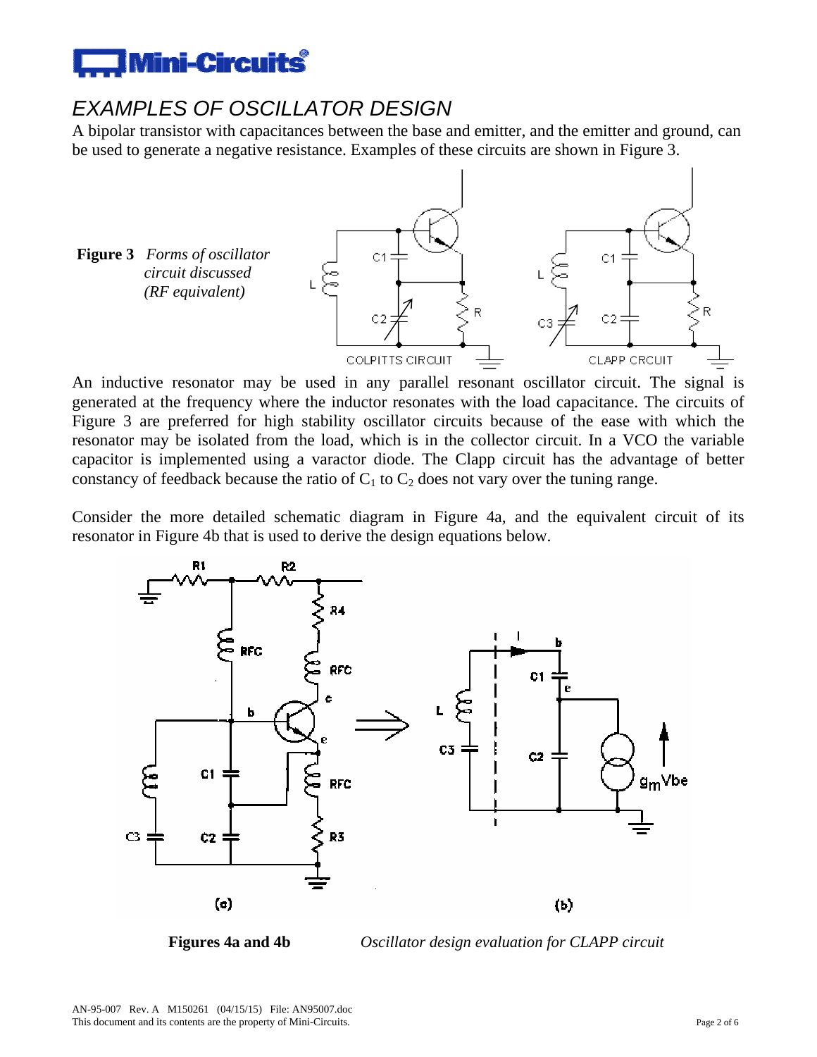## EXAMPLES OF OSCILLATOR DESIGN

A bipolar transistor with capacitances between the base and emitter, and the emitter and ground, can be used to generate a negative resistance. Examples of these circuits are shown in Figure 3.

**Figure 3** *Forms of oscillator circuit discussed (RF equivalent)*

An inductive resonator may be used in any parallel resonant oscillator circuit. The signal is generated at the frequency where the inductor resonates with the load capacitance. The circuits of Figure 3 are preferred for high stability oscillator circuits because of the ease with which the resonator may be isolated from the load, which is in the collector circuit. In a VCO the variable capacitor is implemented using a varactor diode. The Clapp circuit has the advantage of better constancy of feedback because the ratio of $C_1$ to $C_2$ does not vary over the tuning range.

Consider the more detailed schematic diagram in Figure 4a, and the equivalent circuit of its resonator in Figure 4b that is used to derive the design equations below.

**Figures 4a and 4b** *Oscillator design evaluation for CLAPP circuit*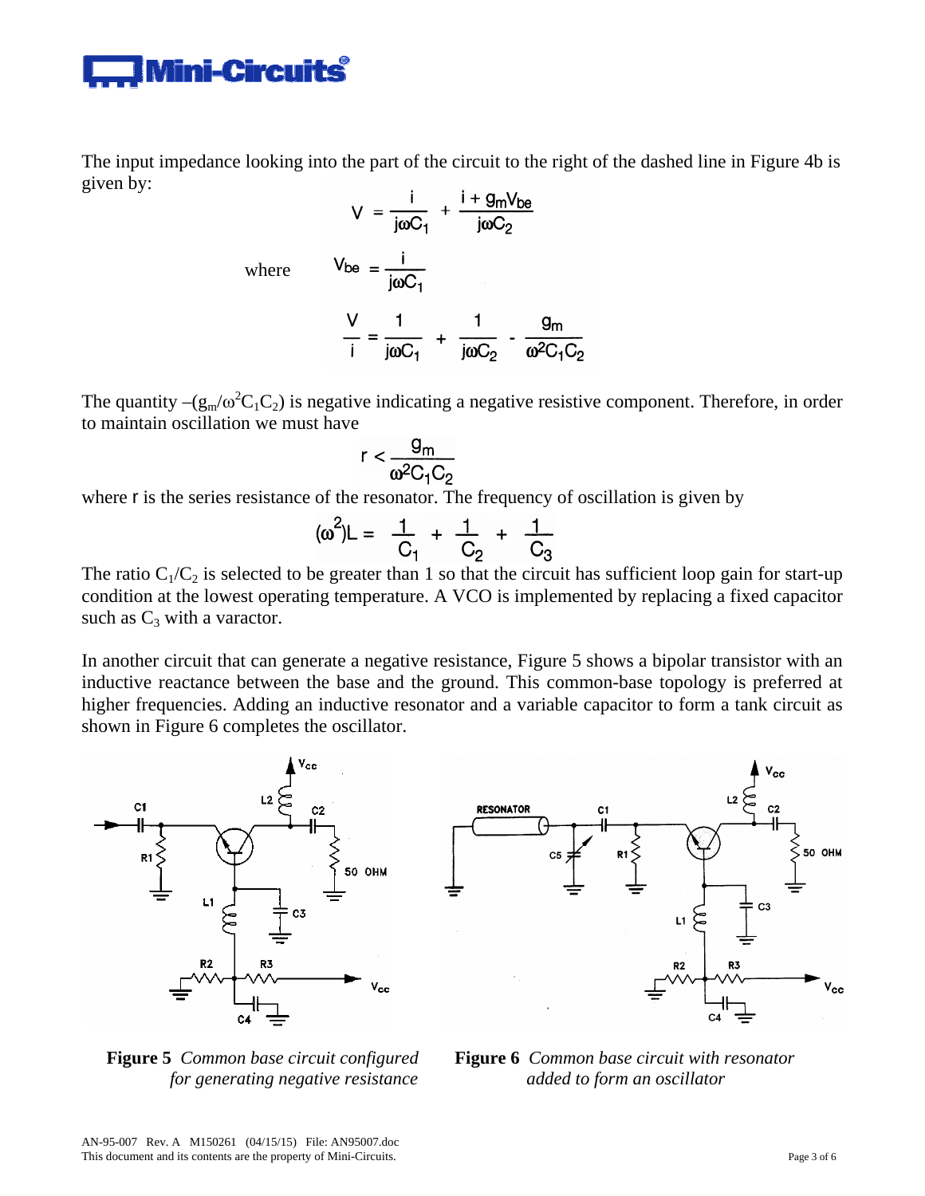The input impedance looking into the part of the circuit to the right of the dashed line in Figure 4b is given by:

$$V = \frac{i}{j\omega C_1} + \frac{i + g_m V_{be}}{j\omega C_2}$$

where

$$V_{be} = \frac{i}{j\omega C_1}$$

$$\frac{V}{i} = \frac{1}{j\omega C_1} + \frac{1}{j\omega C_2} - \frac{g_m}{\omega^2 C_1 C_2}$$

The quantity $-(g_m/\omega^2 C_1 C_2)$ is negative indicating a negative resistive component. Therefore, in order to maintain oscillation we must have

$$r < \frac{g_m}{\omega^2 C_1 C_2}$$

where r is the series resistance of the resonator. The frequency of oscillation is given by

$$(\omega^2)L = \frac{1}{C_1} + \frac{1}{C_2} + \frac{1}{C_3}$$

The ratio $C_1/C_2$ is selected to be greater than 1 so that the circuit has sufficient loop gain for start-up condition at the lowest operating temperature. A VCO is implemented by replacing a fixed capacitor such as $C_3$ with a varactor.

In another circuit that can generate a negative resistance, Figure 5 shows a bipolar transistor with an inductive reactance between the base and the ground. This common-base topology is preferred at higher frequencies. Adding an inductive resonator and a variable capacitor to form a tank circuit as shown in Figure 6 completes the oscillator.

**Figure 5** *Common base circuit configured for generating negative resistance*

**Figure 6** *Common base circuit with resonator added to form an oscillator*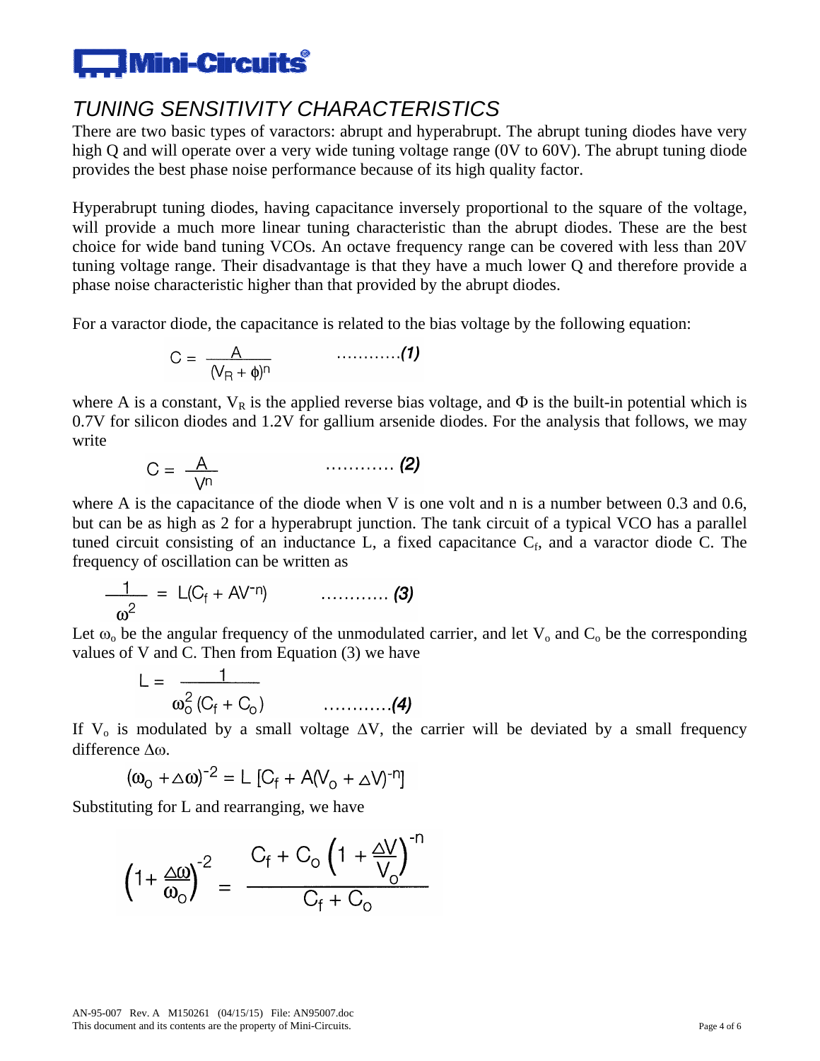## TUNING SENSITIVITY CHARACTERISTICS

There are two basic types of varactors: abrupt and hyperabrupt. The abrupt tuning diodes have very high Q and will operate over a very wide tuning voltage range (0V to 60V). The abrupt tuning diode provides the best phase noise performance because of its high quality factor.

Hyperabrupt tuning diodes, having capacitance inversely proportional to the square of the voltage, will provide a much more linear tuning characteristic than the abrupt diodes. These are the best choice for wide band tuning VCOs. An octave frequency range can be covered with less than 20V tuning voltage range. Their disadvantage is that they have a much lower Q and therefore provide a phase noise characteristic higher than that provided by the abrupt diodes.

For a varactor diode, the capacitance is related to the bias voltage by the following equation:

$$C = \frac{A}{(V_R + \phi)^n} \qquad \text{...........}(1)$$

where A is a constant, $V_R$ is the applied reverse bias voltage, and $\Phi$ is the built-in potential which is 0.7V for silicon diodes and 1.2V for gallium arsenide diodes. For the analysis that follows, we may write

$$C = \frac{A}{V^n} \qquad \text{...........}(2)$$

where A is the capacitance of the diode when V is one volt and n is a number between 0.3 and 0.6, but can be as high as 2 for a hyperabrupt junction. The tank circuit of a typical VCO has a parallel tuned circuit consisting of an inductance L, a fixed capacitance $C_f$, and a varactor diode C. The frequency of oscillation can be written as

$$\frac{1}{\omega^2} = L(C_f + AV^{-n}) \qquad \text{...........}(3)$$

Let $\omega_o$ be the angular frequency of the unmodulated carrier, and let $V_o$ and $C_o$ be the corresponding values of V and C. Then from Equation (3) we have

$$L = \frac{1}{\omega_o^2 (C_f + C_o)} \qquad \text{...........}(4)$$

If $V_o$ is modulated by a small voltage $\Delta V$, the carrier will be deviated by a small frequency difference $\Delta\omega$.

$$(\omega_o + \Delta\omega)^{-2} = L\,[C_f + A(V_o + \Delta V)^{-n}]$$

Substituting for L and rearranging, we have

$$\left(1 + \frac{\Delta\omega}{\omega_o}\right)^{-2} = \frac{C_f + C_o\left(1 + \frac{\Delta V}{V_o}\right)^{-n}}{C_f + C_o}$$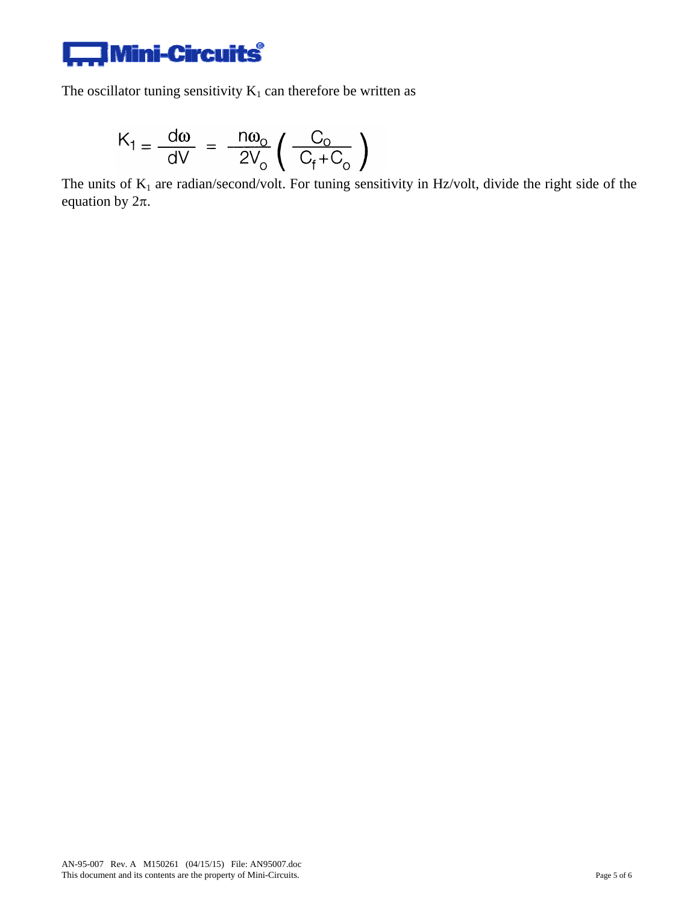The oscillator tuning sensitivity $K_1$ can therefore be written as

$$K_1 = \frac{d\omega}{dV} = \frac{n\omega_o}{2V_o}\left(\frac{C_o}{C_f + C_o}\right)$$

The units of $K_1$ are radian/second/volt. For tuning sensitivity in Hz/volt, divide the right side of the equation by $2\pi$.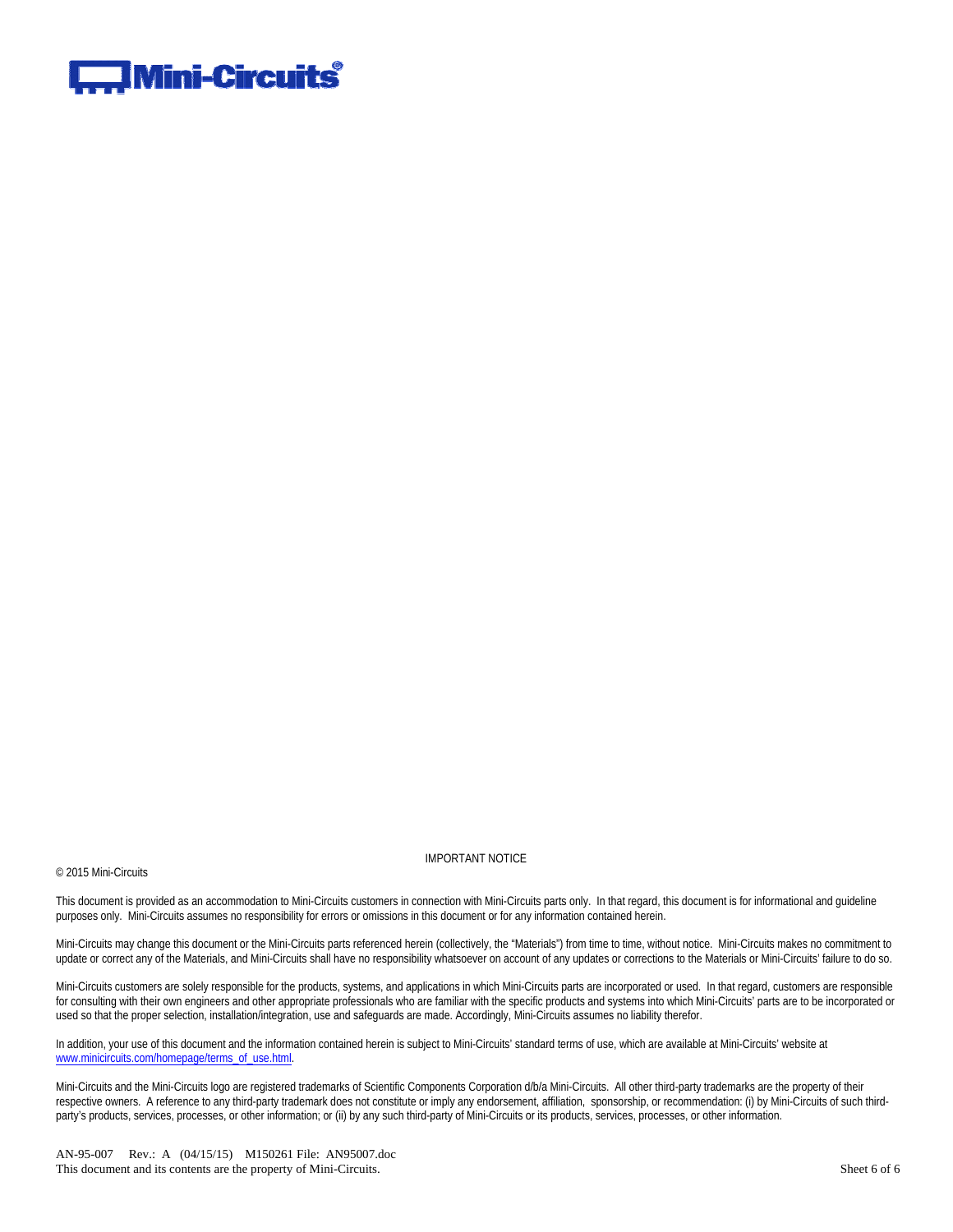IMPORTANT NOTICE

© 2015 Mini-Circuits

This document is provided as an accommodation to Mini-Circuits customers in connection with Mini-Circuits parts only. In that regard, this document is for informational and guideline purposes only. Mini-Circuits assumes no responsibility for errors or omissions in this document or for any information contained herein.

Mini-Circuits may change this document or the Mini-Circuits parts referenced herein (collectively, the "Materials") from time to time, without notice. Mini-Circuits makes no commitment to update or correct any of the Materials, and Mini-Circuits shall have no responsibility whatsoever on account of any updates or corrections to the Materials or Mini-Circuits' failure to do so.

Mini-Circuits customers are solely responsible for the products, systems, and applications in which Mini-Circuits parts are incorporated or used. In that regard, customers are responsible for consulting with their own engineers and other appropriate professionals who are familiar with the specific products and systems into which Mini-Circuits' parts are to be incorporated or used so that the proper selection, installation/integration, use and safeguards are made. Accordingly, Mini-Circuits assumes no liability therefor.

In addition, your use of this document and the information contained herein is subject to Mini-Circuits' standard terms of use, which are available at Mini-Circuits' website at www.minicircuits.com/homepage/terms_of_use.html.

Mini-Circuits and the Mini-Circuits logo are registered trademarks of Scientific Components Corporation d/b/a Mini-Circuits. All other third-party trademarks are the property of their respective owners. A reference to any third-party trademark does not constitute or imply any endorsement, affiliation, sponsorship, or recommendation: (i) by Mini-Circuits of such third-party's products, services, processes, or other information; or (ii) by any such third-party of Mini-Circuits or its products, services, processes, or other information.